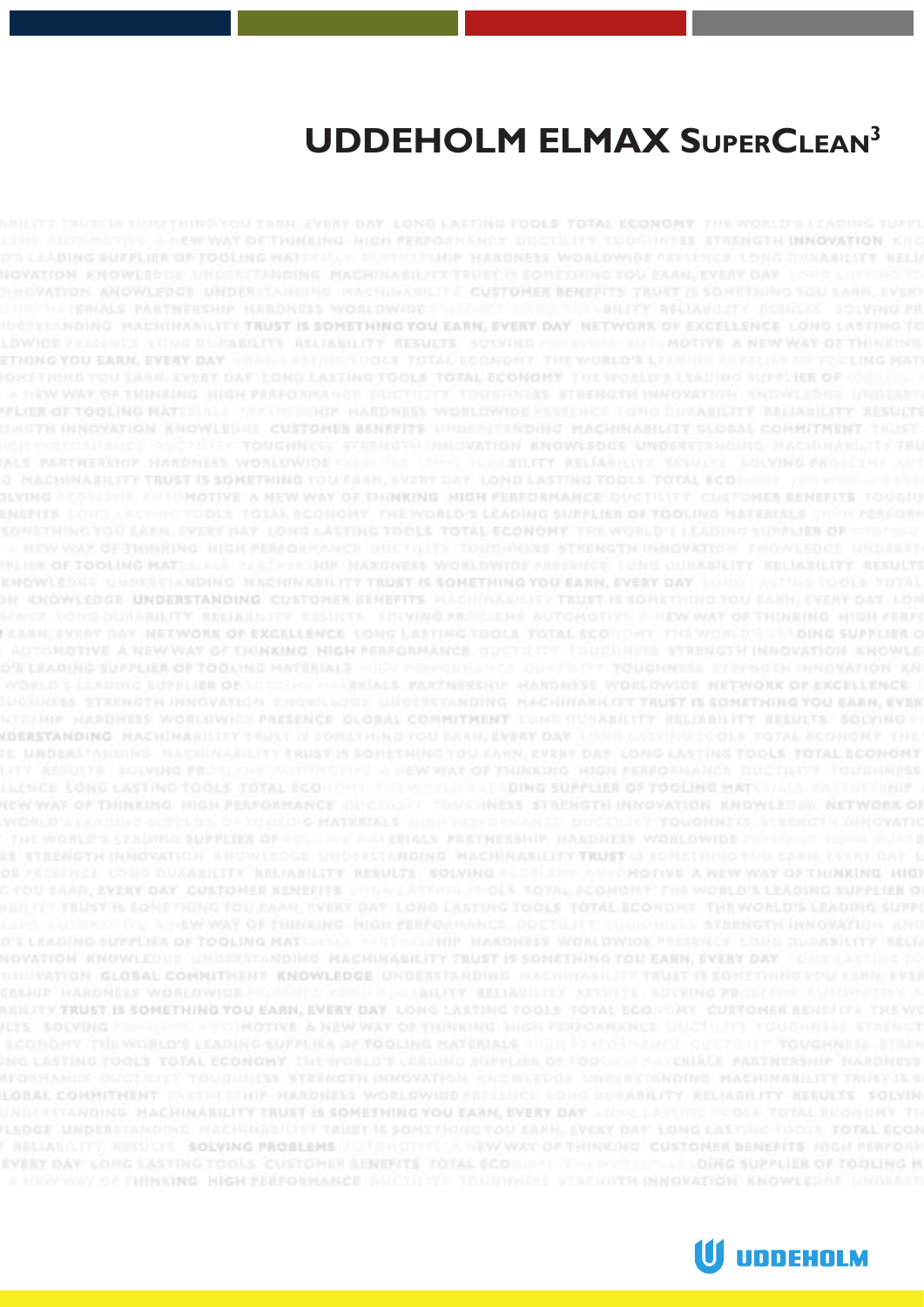# UDDEHOLM ELMAX SuperClean[3]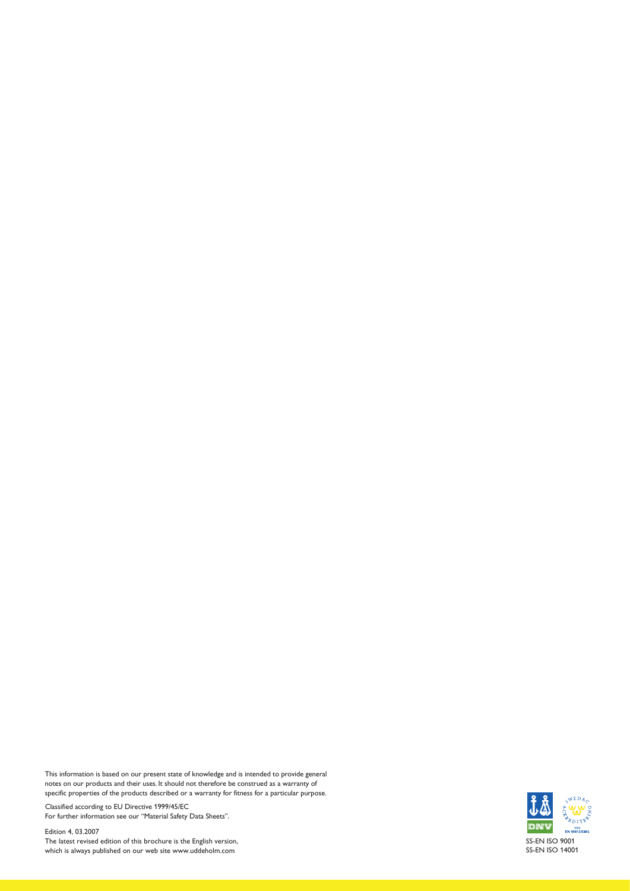This information is based on our present state of knowledge and is intended to provide general notes on our products and their uses. It should not therefore be construed as a warranty of specific properties of the products described or a warranty for fitness for a particular purpose.

Classified according to EU Directive 1999/45/EC
For further information see our "Material Safety Data Sheets".

Edition 4, 03.2007
The latest revised edition of this brochure is the English version, which is always published on our web site www.uddeholm.com

SS-EN ISO 9001
SS-EN ISO 14001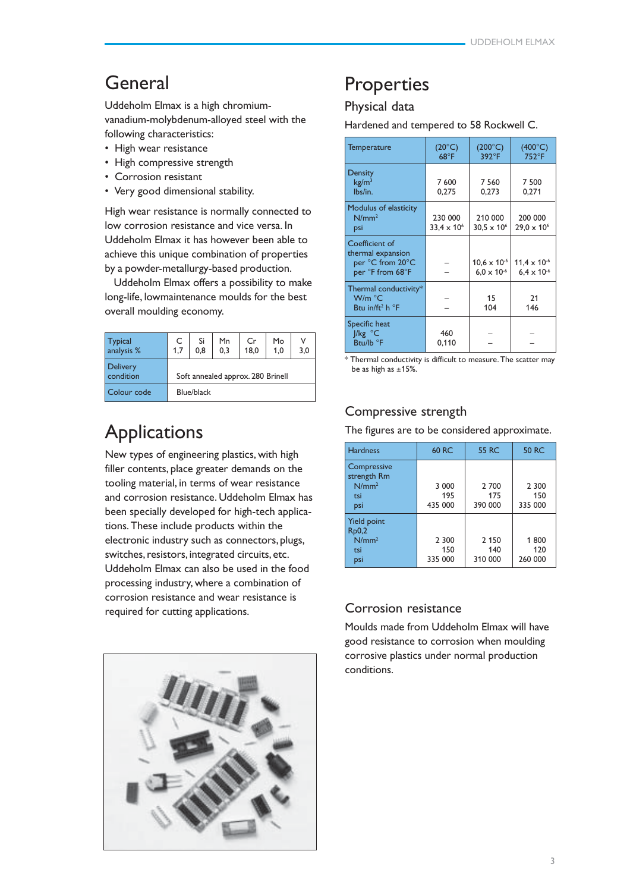# General

Uddeholm Elmax is a high chromium-vanadium-molybdenum-alloyed steel with the following characteristics:

- High wear resistance
- High compressive strength
- Corrosion resistant
- Very good dimensional stability.

High wear resistance is normally connected to low corrosion resistance and vice versa. In Uddeholm Elmax it has however been able to achieve this unique combination of properties by a powder-metallurgy-based production.

Uddeholm Elmax offers a possibility to make long-life, lowmaintenance moulds for the best overall moulding economy.

| Typical analysis % | C 1,7 | Si 0,8 | Mn 0,3 | Cr 18,0 | Mo 1,0 | V 3,0 |
|---|---|---|---|---|---|---|
| Delivery condition | Soft annealed approx. 280 Brinell | | | | | |
| Colour code | Blue/black | | | | | |

# Applications

New types of engineering plastics, with high filler contents, place greater demands on the tooling material, in terms of wear resistance and corrosion resistance. Uddeholm Elmax has been specially developed for high-tech applications. These include products within the electronic industry such as connectors, plugs, switches, resistors, integrated circuits, etc. Uddeholm Elmax can also be used in the food processing industry, where a combination of corrosion resistance and wear resistance is required for cutting applications.

# Properties

## Physical data

Hardened and tempered to 58 Rockwell C.

| Temperature | (20°C) 68°F | (200°C) 392°F | (400°C) 752°F |
|---|---|---|---|
| Density<br>kg/m³<br>lbs/in. | 7 600<br>0,275 | 7 560<br>0,273 | 7 500<br>0,271 |
| Modulus of elasticity<br>N/mm²<br>psi | 230 000<br>$33,4 \times 10^6$ | 210 000<br>$30,5 \times 10^6$ | 200 000<br>$29,0 \times 10^6$ |
| Coefficient of thermal expansion<br>per °C from 20°C<br>per °F from 68°F | –<br>– | $10,6 \times 10^{-6}$<br>$6,0 \times 10^{-6}$ | $11,4 \times 10^{-6}$<br>$6,4 \times 10^{-6}$ |
| Thermal conductivity*<br>W/m °C<br>Btu in/ft² h °F | –<br>– | 15<br>104 | 21<br>146 |
| Specific heat<br>J/kg °C<br>Btu/lb °F | 460<br>0,110 | –<br>– | –<br>– |

\* Thermal conductivity is difficult to measure. The scatter may be as high as ±15%.

## Compressive strength

The figures are to be considered approximate.

| Hardness | 60 RC | 55 RC | 50 RC |
|---|---|---|---|
| Compressive strength Rm<br>N/mm²<br>tsi<br>psi | 3 000<br>195<br>435 000 | 2 700<br>175<br>390 000 | 2 300<br>150<br>335 000 |
| Yield point $Rp_{0,2}$<br>N/mm²<br>tsi<br>psi | 2 300<br>150<br>335 000 | 2 150<br>140<br>310 000 | 1 800<br>120<br>260 000 |

## Corrosion resistance

Moulds made from Uddeholm Elmax will have good resistance to corrosion when moulding corrosive plastics under normal production conditions.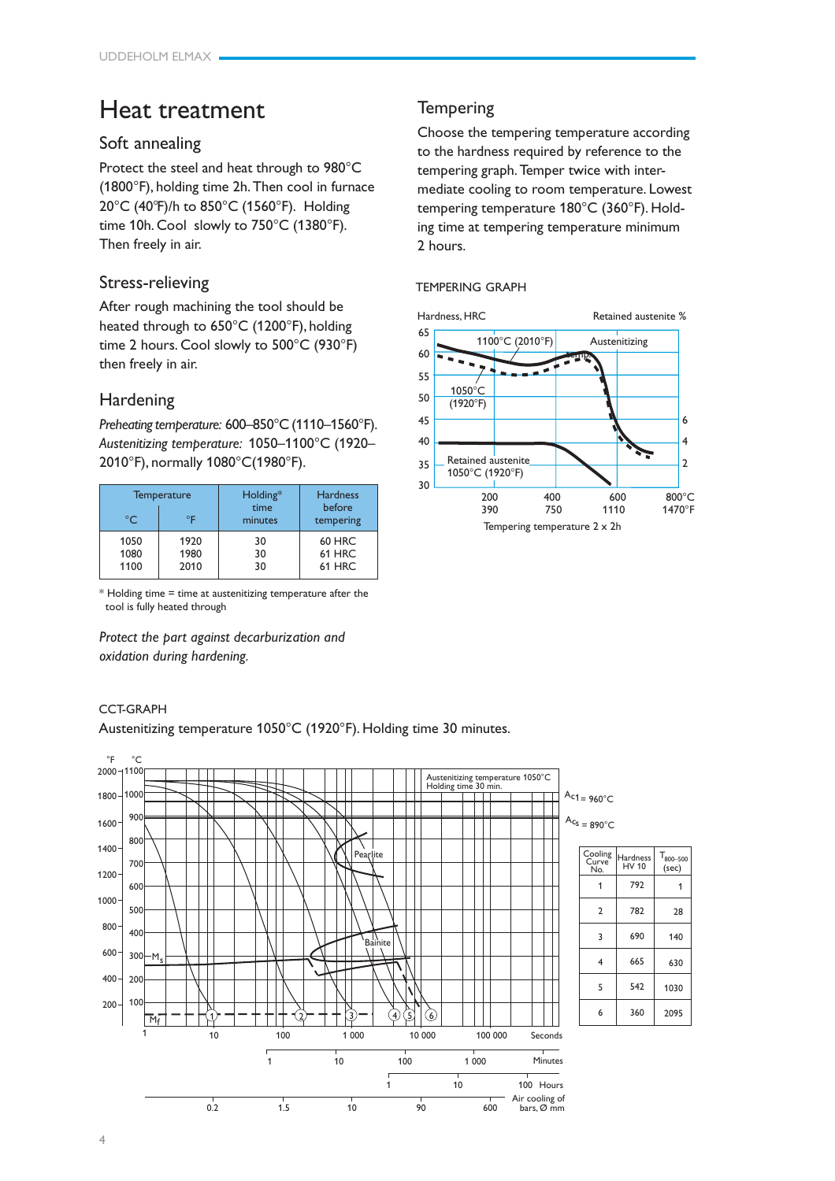# Heat treatment

## Soft annealing

Protect the steel and heat through to 980°C (1800°F), holding time 2h. Then cool in furnace 20°C (40°F)/h to 850°C (1560°F). Holding time 10h. Cool slowly to 750°C (1380°F). Then freely in air.

## Stress-relieving

After rough machining the tool should be heated through to 650°C (1200°F), holding time 2 hours. Cool slowly to 500°C (930°F) then freely in air.

## Hardening

*Preheating temperature:* 600–850°C (1110–1560°F).
*Austenitizing temperature:* 1050–1100°C (1920–2010°F), normally 1080°C(1980°F).

| Temperature | | Holding* time minutes | Hardness before tempering |
|---|---|---|---|
| °C | °F | | |
| 1050 | 1920 | 30 | 60 HRC |
| 1080 | 1980 | 30 | 61 HRC |
| 1100 | 2010 | 30 | 61 HRC |

\* Holding time = time at austenitizing temperature after the tool is fully heated through

*Protect the part against decarburization and oxidation during hardening.*

## Tempering

Choose the tempering temperature according to the hardness required by reference to the tempering graph. Temper twice with intermediate cooling to room temperature. Lowest tempering temperature 180°C (360°F). Holding time at tempering temperature minimum 2 hours.

TEMPERING GRAPH

CCT-GRAPH

Austenitizing temperature 1050°C (1920°F). Holding time 30 minutes.

| Cooling Curve No. | Hardness HV 10 | $T_{800-500}$ (sec) |
|---|---|---|
| 1 | 792 | 1 |
| 2 | 782 | 28 |
| 3 | 690 | 140 |
| 4 | 665 | 630 |
| 5 | 542 | 1030 |
| 6 | 360 | 2095 |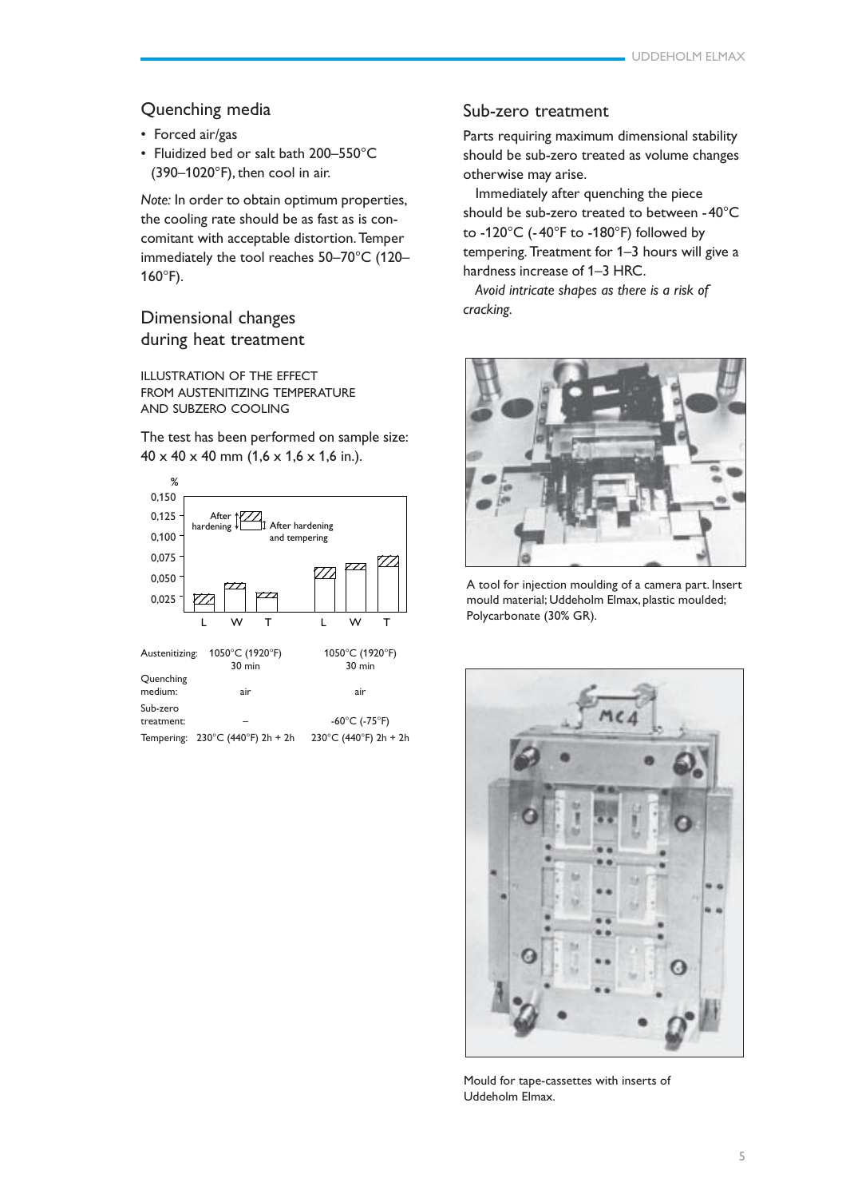## Quenching media

- Forced air/gas
- Fluidized bed or salt bath 200–550°C (390–1020°F), then cool in air.

*Note:* In order to obtain optimum properties, the cooling rate should be as fast as is concomitant with acceptable distortion. Temper immediately the tool reaches 50–70°C (120–160°F).

## Dimensional changes during heat treatment

ILLUSTRATION OF THE EFFECT FROM AUSTENITIZING TEMPERATURE AND SUBZERO COOLING

The test has been performed on sample size: 40 x 40 x 40 mm (1,6 x 1,6 x 1,6 in.).

| | | |
|---|---|---|
| Austenitizing: | 1050°C (1920°F) 30 min | 1050°C (1920°F) 30 min |
| Quenching medium: | air | air |
| Sub-zero treatment: | – | -60°C (-75°F) |
| Tempering: | 230°C (440°F) 2h + 2h | 230°C (440°F) 2h + 2h |

## Sub-zero treatment

Parts requiring maximum dimensional stability should be sub-zero treated as volume changes otherwise may arise.

Immediately after quenching the piece should be sub-zero treated to between -40°C to -120°C (-40°F to -180°F) followed by tempering. Treatment for 1–3 hours will give a hardness increase of 1–3 HRC.

*Avoid intricate shapes as there is a risk of cracking.*

A tool for injection moulding of a camera part. Insert mould material; Uddeholm Elmax, plastic moulded; Polycarbonate (30% GR).

Mould for tape-cassettes with inserts of Uddeholm Elmax.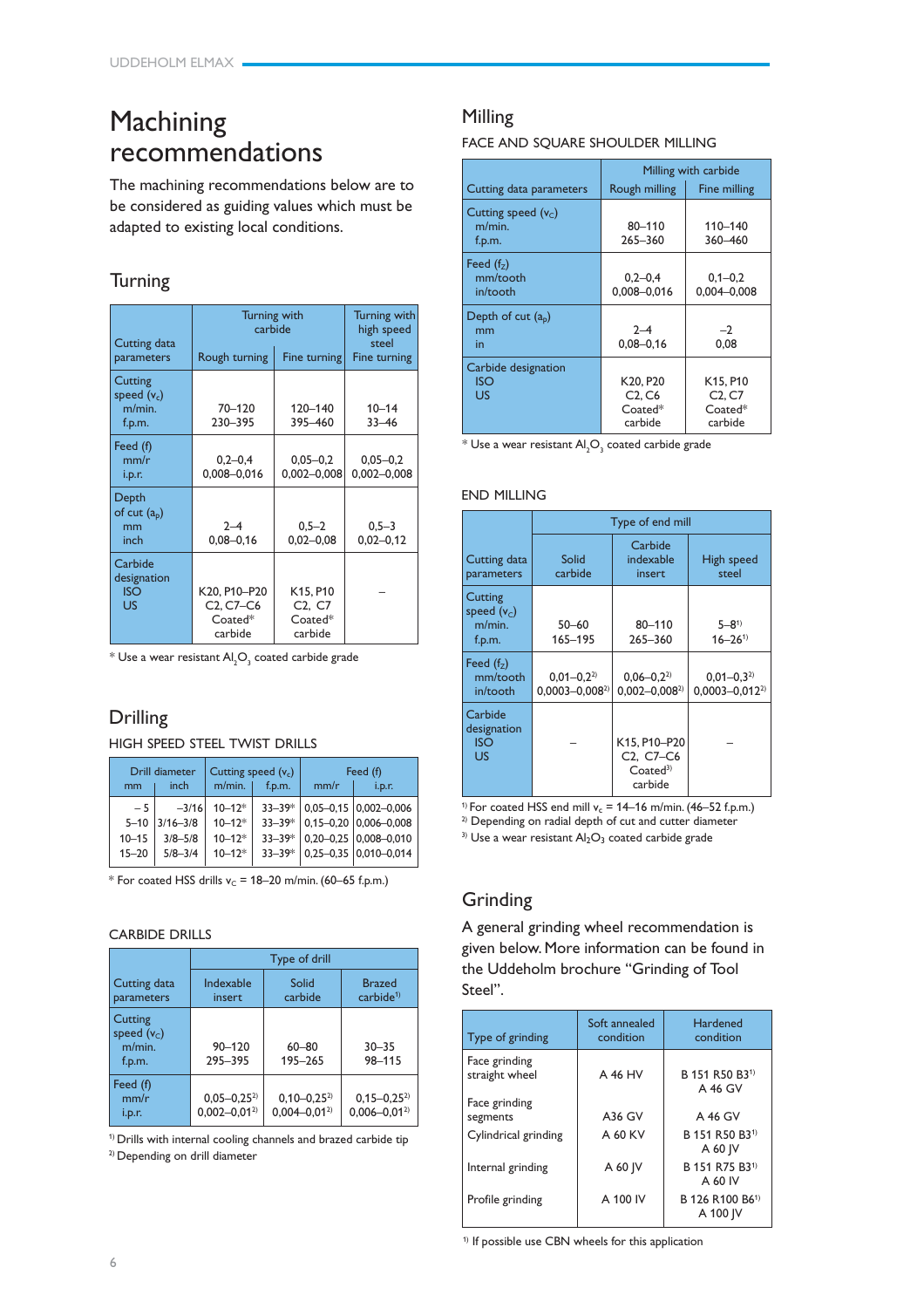# Machining recommendations

The machining recommendations below are to be considered as guiding values which must be adapted to existing local conditions.

## Turning

| Cutting data parameters | Turning with carbide | | Turning with high speed steel |
|---|---|---|---|
| | Rough turning | Fine turning | Fine turning |
| Cutting speed ($v_c$) m/min. f.p.m. | 70–120 230–395 | 120–140 395–460 | 10–14 33–46 |
| Feed (f) mm/r i.p.r. | 0,2–0,4 0,008–0,016 | 0,05–0,2 0,002–0,008 | 0,05–0,2 0,002–0,008 |
| Depth of cut ($a_p$) mm inch | 2–4 0,08–0,16 | 0,5–2 0,02–0,08 | 0,5–3 0,02–0,12 |
| Carbide designation ISO US | K20, P10–P20 C2, C7–C6 Coated* carbide | K15, P10 C2, C7 Coated* carbide | – |

* Use a wear resistant $Al_2O_3$ coated carbide grade

## Drilling

### HIGH SPEED STEEL TWIST DRILLS

| Drill diameter mm | inch | Cutting speed ($v_c$) m/min. | f.p.m. | Feed (f) mm/r | i.p.r. |
|---|---|---|---|---|---|
| – 5 | –3/16 | 10–12* | 33–39* | 0,05–0,15 | 0,002–0,006 |
| 5–10 | 3/16–3/8 | 10–12* | 33–39* | 0,15–0,20 | 0,006–0,008 |
| 10–15 | 3/8–5/8 | 10–12* | 33–39* | 0,20–0,25 | 0,008–0,010 |
| 15–20 | 5/8–3/4 | 10–12* | 33–39* | 0,25–0,35 | 0,010–0,014 |

* For coated HSS drills $v_c$ = 18–20 m/min. (60–65 f.p.m.)

### CARBIDE DRILLS

| Cutting data parameters | Type of drill | | |
|---|---|---|---|
| | Indexable insert | Solid carbide | Brazed carbide[1] |
| Cutting speed ($v_c$) m/min. f.p.m. | 90–120 295–395 | 60–80 195–265 | 30–35 98–115 |
| Feed (f) mm/r i.p.r. | 0,05–0,25[2] 0,002–0,01[2] | 0,10–0,25[2] 0,004–0,01[2] | 0,15–0,25[2] 0,006–0,01[2] |

[1] Drills with internal cooling channels and brazed carbide tip
[2] Depending on drill diameter

## Milling

### FACE AND SQUARE SHOULDER MILLING

| Cutting data parameters | Milling with carbide | |
|---|---|---|
| | Rough milling | Fine milling |
| Cutting speed ($v_c$) m/min. f.p.m. | 80–110 265–360 | 110–140 360–460 |
| Feed ($f_z$) mm/tooth in/tooth | 0,2–0,4 0,008–0,016 | 0,1–0,2 0,004–0,008 |
| Depth of cut ($a_p$) mm in | 2–4 0,08–0,16 | –2 0,08 |
| Carbide designation ISO US | K20, P20 C2, C6 Coated* carbide | K15, P10 C2, C7 Coated* carbide |

* Use a wear resistant $Al_2O_3$ coated carbide grade

### END MILLING

| Cutting data parameters | Type of end mill | | |
|---|---|---|---|
| | Solid carbide | Carbide indexable insert | High speed steel |
| Cutting speed ($v_c$) m/min. f.p.m. | 50–60 165–195 | 80–110 265–360 | 5–8[1] 16–26[1] |
| Feed ($f_z$) mm/tooth in/tooth | 0,01–0,2[2] 0,0003–0,008[2] | 0,06–0,2[2] 0,002–0,008[2] | 0,01–0,3[2] 0,0003–0,012[2] |
| Carbide designation ISO US | – | K15, P10–P20 C2, C7–C6 Coated[3] carbide | – |

[1] For coated HSS end mill $v_c$ = 14–16 m/min. (46–52 f.p.m.)
[2] Depending on radial depth of cut and cutter diameter
[3] Use a wear resistant $Al_2O_3$ coated carbide grade

## Grinding

A general grinding wheel recommendation is given below. More information can be found in the Uddeholm brochure "Grinding of Tool Steel".

| Type of grinding | Soft annealed condition | Hardened condition |
|---|---|---|
| Face grinding straight wheel | A 46 HV | B 151 R50 B3[1] A 46 GV |
| Face grinding segments | A36 GV | A 46 GV |
| Cylindrical grinding | A 60 KV | B 151 R50 B3[1] A 60 JV |
| Internal grinding | A 60 JV | B 151 R75 B3[1] A 60 IV |
| Profile grinding | A 100 IV | B 126 R100 B6[1] A 100 JV |

[1] If possible use CBN wheels for this application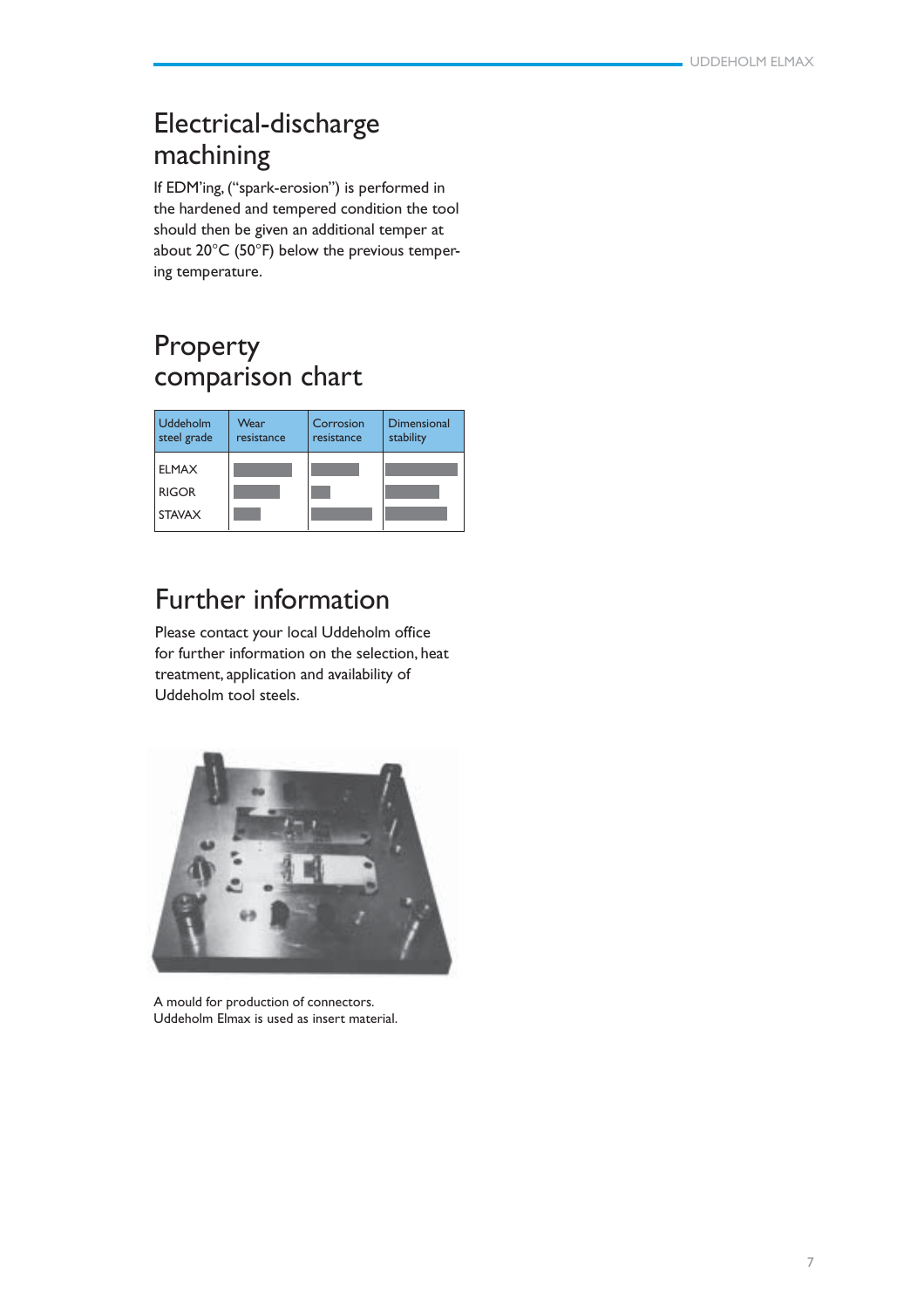## Electrical-discharge machining

If EDM'ing, ("spark-erosion") is performed in the hardened and tempered condition the tool should then be given an additional temper at about 20°C (50°F) below the previous tempering temperature.

## Property comparison chart

| Uddeholm steel grade | Wear resistance | Corrosion resistance | Dimensional stability |
|---|---|---|---|
| ELMAX | | | |
| RIGOR | | | |
| STAVAX | | | |

## Further information

Please contact your local Uddeholm office for further information on the selection, heat treatment, application and availability of Uddeholm tool steels.

A mould for production of connectors.
Uddeholm Elmax is used as insert material.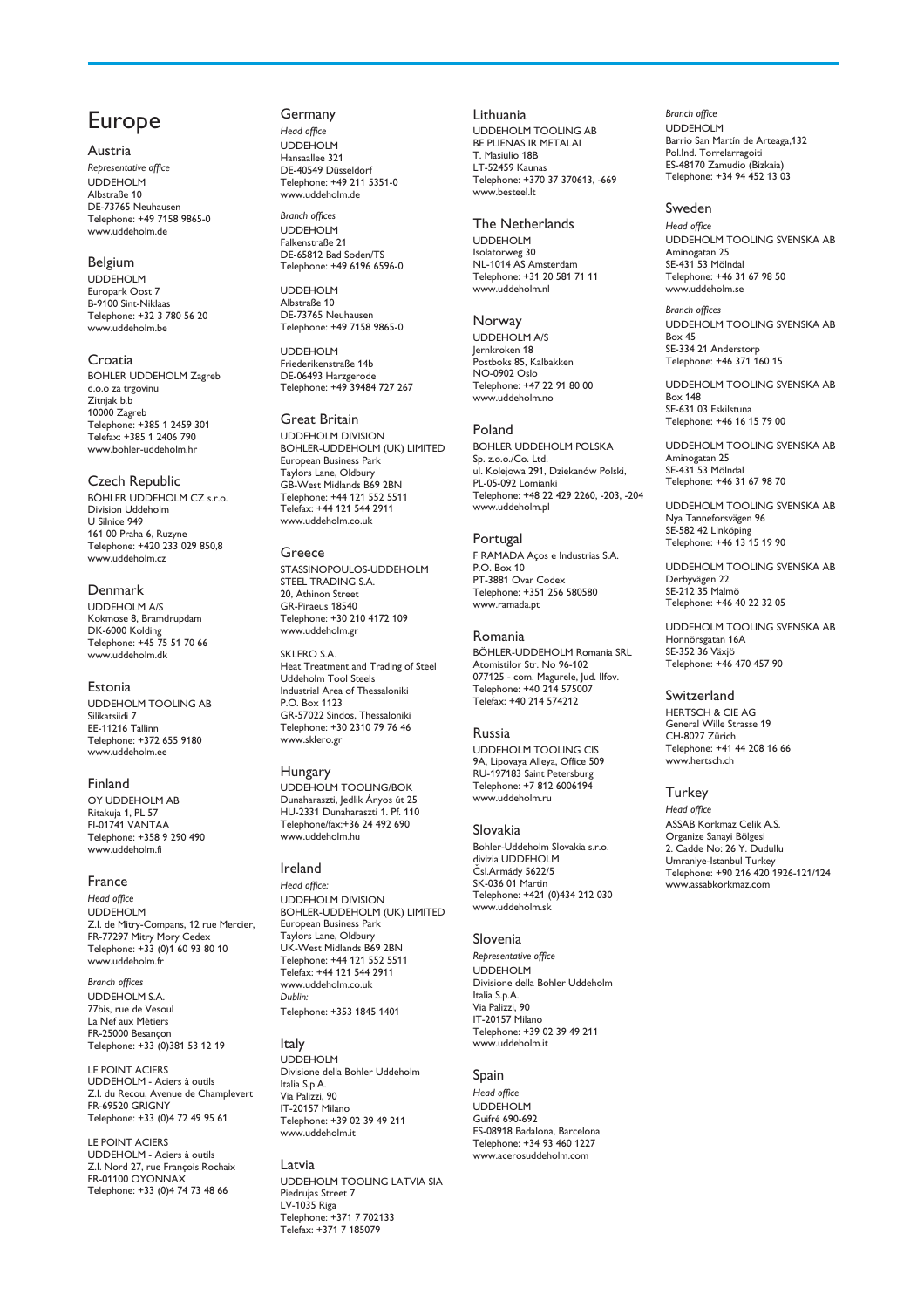# Europe

## Austria

*Representative office*
UDDEHOLM
Albstraße 10
DE-73765 Neuhausen
Telephone: +49 7158 9865-0
www.uddeholm.de

## Belgium

UDDEHOLM
Europark Oost 7
B-9100 Sint-Niklaas
Telephone: +32 3 780 56 20
www.uddeholm.be

## Croatia

BÖHLER UDDEHOLM Zagreb
d.o.o za trgovinu
Zitnjak b.b
10000 Zagreb
Telephone: +385 1 2459 301
Telefax: +385 1 2406 790
www.bohler-uddeholm.hr

## Czech Republic

BÖHLER UDDEHOLM CZ s.r.o.
Division Uddeholm
U Silnice 949
161 00 Praha 6, Ruzyne
Telephone: +420 233 029 850,8
www.uddeholm.cz

## Denmark

UDDEHOLM A/S
Kokmose 8, Bramdrupdam
DK-6000 Kolding
Telephone: +45 75 51 70 66
www.uddeholm.dk

## Estonia

UDDEHOLM TOOLING AB
Silikatsiidi 7
EE-11216 Tallinn
Telephone: +372 655 9180
www.uddeholm.ee

## Finland

OY UDDEHOLM AB
Ritakuja 1, PL 57
FI-01741 VANTAA
Telephone: +358 9 290 490
www.uddeholm.fi

## France

*Head office*
UDDEHOLM
Z.I. de Mitry-Compans, 12 rue Mercier,
FR-77297 Mitry Mory Cedex
Telephone: +33 (0)1 60 93 80 10
www.uddeholm.fr

*Branch offices*
UDDEHOLM S.A.
77bis, rue de Vesoul
La Nef aux Métiers
FR-25000 Besançon
Telephone: +33 (0)381 53 12 19

LE POINT ACIERS
UDDEHOLM - Aciers à outils
Z.I. du Recou, Avenue de Champlevert
FR-69520 GRIGNY
Telephone: +33 (0)4 72 49 95 61

LE POINT ACIERS
UDDEHOLM - Aciers à outils
Z.I. Nord 27, rue François Rochaix
FR-01100 OYONNAX
Telephone: +33 (0)4 74 73 48 66

## Germany

*Head office*
UDDEHOLM
Hansaallee 321
DE-40549 Düsseldorf
Telephone: +49 211 5351-0
www.uddeholm.de

*Branch offices*
UDDEHOLM
Falkenstraße 21
DE-65812 Bad Soden/TS
Telephone: +49 6196 6596-0

UDDEHOLM
Albstraße 10
DE-73765 Neuhausen
Telephone: +49 7158 9865-0

UDDEHOLM
Friederikenstraße 14b
DE-06493 Harzgerode
Telephone: +49 39484 727 267

## Great Britain

UDDEHOLM DIVISION
BOHLER-UDDEHOLM (UK) LIMITED
European Business Park
Taylors Lane, Oldbury
GB-West Midlands B69 2BN
Telephone: +44 121 552 5511
Telefax: +44 121 544 2911
www.uddeholm.co.uk

## Greece

STASSINOPOULOS-UDDEHOLM
STEEL TRADING S.A.
20, Athinon Street
GR-Piraeus 18540
Telephone: +30 210 4172 109
www.uddeholm.gr

SKLERO S.A.
Heat Treatment and Trading of Steel
Uddeholm Tool Steels
Industrial Area of Thessaloniki
P.O. Box 1123
GR-57022 Sindos, Thessaloniki
Telephone: +30 2310 79 76 46
www.sklero.gr

## Hungary

UDDEHOLM TOOLING/BOK
Dunaharaszti, Jedlik Ányos út 25
HU-2331 Dunaharaszti 1. Pf. 110
Telephone/fax:+36 24 492 690
www.uddeholm.hu

## Ireland

*Head office:*
UDDEHOLM DIVISION
BOHLER-UDDEHOLM (UK) LIMITED
European Business Park
Taylors Lane, Oldbury
UK-West Midlands B69 2BN
Telephone: +44 121 552 5511
Telefax: +44 121 544 2911
www.uddeholm.co.uk
*Dublin:*
Telephone: +353 1845 1401

## Italy

UDDEHOLM
Divisione della Bohler Uddeholm
Italia S.p.A.
Via Palizzi, 90
IT-20157 Milano
Telephone: +39 02 39 49 211
www.uddeholm.it

## Latvia

UDDEHOLM TOOLING LATVIA SIA
Piedrujas Street 7
LV-1035 Riga
Telephone: +371 7 702133
Telefax: +371 7 185079

## Lithuania

UDDEHOLM TOOLING AB
BE PLIENAS IR METALAI
T. Masiulio 18B
LT-52459 Kaunas
Telephone: +370 37 370613, -669
www.besteel.lt

## The Netherlands

UDDEHOLM
Isolatorweg 30
NL-1014 AS Amsterdam
Telephone: +31 20 581 71 11
www.uddeholm.nl

## Norway

UDDEHOLM A/S
Jernkroken 18
Postboks 85, Kalbakken
NO-0902 Oslo
Telephone: +47 22 91 80 00
www.uddeholm.no

## Poland

BOHLER UDDEHOLM POLSKA
Sp. z.o.o./Co. Ltd.
ul. Kolejowa 291, Dziekanów Polski,
PL-05-092 Lomianki
Telephone: +48 22 429 2260, -203, -204
www.uddeholm.pl

## Portugal

F RAMADA Aços e Industrias S.A.
P.O. Box 10
PT-3881 Ovar Codex
Telephone: +351 256 580580
www.ramada.pt

## Romania

BÖHLER-UDDEHOLM Romania SRL
Atomistilor Str. No 96-102
077125 - com. Magurele, Jud. Ilfov.
Telephone: +40 214 575007
Telefax: +40 214 574212

## Russia

UDDEHOLM TOOLING CIS
9A, Lipovaya Alleya, Office 509
RU-197183 Saint Petersburg
Telephone: +7 812 6006194
www.uddeholm.ru

## Slovakia

Bohler-Uddeholm Slovakia s.r.o.
divizia UDDEHOLM
Čsl.Armády 5622/5
SK-036 01 Martin
Telephone: +421 (0)434 212 030
www.uddeholm.sk

## Slovenia

*Representative office*
UDDEHOLM
Divisione della Bohler Uddeholm
Italia S.p.A.
Via Palizzi, 90
IT-20157 Milano
Telephone: +39 02 39 49 211
www.uddeholm.it

## Spain

*Head office*
UDDEHOLM
Guifré 690-692
ES-08918 Badalona, Barcelona
Telephone: +34 93 460 1227
www.acerosuddeholm.com

*Branch office*
UDDEHOLM
Barrio San Martín de Arteaga,132
Pol.Ind. Torrelarragoiti
ES-48170 Zamudio (Bizkaia)
Telephone: +34 94 452 13 03

## Sweden

*Head office*
UDDEHOLM TOOLING SVENSKA AB
Aminogatan 25
SE-431 53 Mölndal
Telephone: +46 31 67 98 50
www.uddeholm.se

*Branch offices*
UDDEHOLM TOOLING SVENSKA AB
Box 45
SE-334 21 Anderstorp
Telephone: +46 371 160 15

UDDEHOLM TOOLING SVENSKA AB
Box 148
SE-631 03 Eskilstuna
Telephone: +46 16 15 79 00

UDDEHOLM TOOLING SVENSKA AB
Aminogatan 25
SE-431 53 Mölndal
Telephone: +46 31 67 98 70

UDDEHOLM TOOLING SVENSKA AB
Nya Tanneforsvägen 96
SE-582 42 Linköping
Telephone: +46 13 15 19 90

UDDEHOLM TOOLING SVENSKA AB
Derbyvägen 22
SE-212 35 Malmö
Telephone: +46 40 22 32 05

UDDEHOLM TOOLING SVENSKA AB
Honnörsgatan 16A
SE-352 36 Växjö
Telephone: +46 470 457 90

## Switzerland

HERTSCH & CIE AG
General Wille Strasse 19
CH-8027 Zürich
Telephone: +41 44 208 16 66
www.hertsch.ch

## Turkey

*Head office*
ASSAB Korkmaz Celik A.S.
Organize Sanayi Bölgesi
2. Cadde No: 26 Y. Dudullu
Umraniye-Istanbul Turkey
Telephone: +90 216 420 1926-121/124
www.assabkorkmaz.com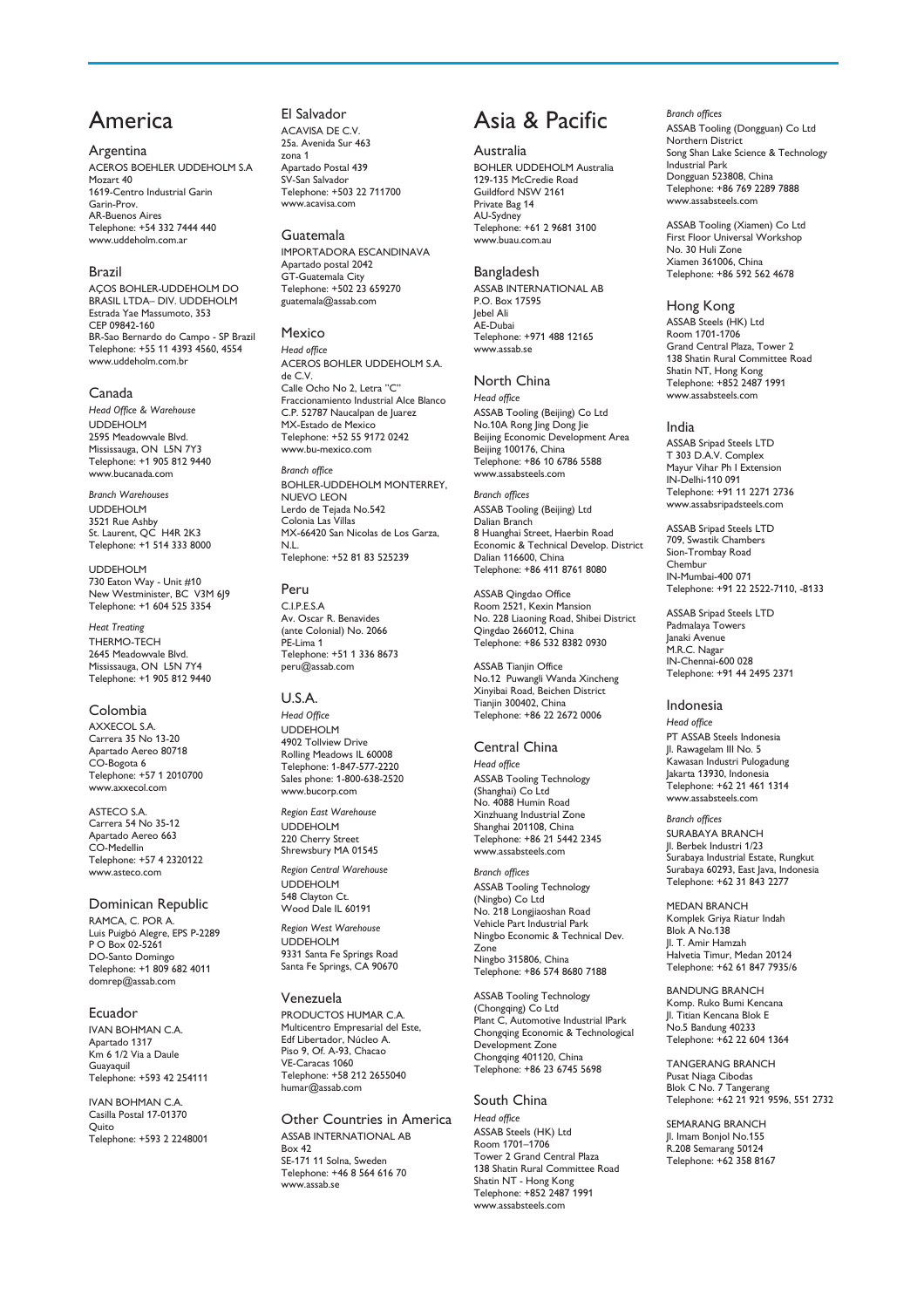# America

## Argentina

ACEROS BOEHLER UDDEHOLM S.A
Mozart 40
1619-Centro Industrial Garin
Garin-Prov.
AR-Buenos Aires
Telephone: +54 332 7444 440
www.uddeholm.com.ar

## Brazil

AÇOS BOHLER-UDDEHOLM DO BRASIL LTDA– DIV. UDDEHOLM
Estrada Yae Massumoto, 353
CEP 09842-160
BR-Sao Bernardo do Campo - SP Brazil
Telephone: +55 11 4393 4560, 4554
www.uddeholm.com.br

## Canada

*Head Office & Warehouse*
UDDEHOLM
2595 Meadowvale Blvd.
Mississauga, ON L5N 7Y3
Telephone: +1 905 812 9440
www.bucanada.com

*Branch Warehouses*
UDDEHOLM
3521 Rue Ashby
St. Laurent, QC H4R 2K3
Telephone: +1 514 333 8000

UDDEHOLM
730 Eaton Way - Unit #10
New Westminister, BC V3M 6J9
Telephone: +1 604 525 3354

*Heat Treating*
THERMO-TECH
2645 Meadowvale Blvd.
Mississauga, ON L5N 7Y4
Telephone: +1 905 812 9440

## Colombia

AXXECOL S.A.
Carrera 35 No 13-20
Apartado Aereo 80718
CO-Bogota 6
Telephone: +57 1 2010700
www.axxecol.com

ASTECO S.A.
Carrera 54 No 35-12
Apartado Aereo 663
CO-Medellin
Telephone: +57 4 2320122
www.asteco.com

## Dominican Republic

RAMCA, C. POR A.
Luis Puigbó Alegre, EPS P-2289
P O Box 02-5261
DO-Santo Domingo
Telephone: +1 809 682 4011
domrep@assab.com

## Ecuador

IVAN BOHMAN C.A.
Apartado 1317
Km 6 1/2 Via a Daule
Guayaquil
Telephone: +593 42 254111

IVAN BOHMAN C.A.
Casilla Postal 17-01370
Quito
Telephone: +593 2 2248001

## El Salvador

ACAVISA DE C.V.
25a. Avenida Sur 463
zona 1
Apartado Postal 439
SV-San Salvador
Telephone: +503 22 711700
www.acavisa.com

## Guatemala

IMPORTADORA ESCANDINAVA
Apartado postal 2042
GT-Guatemala City
Telephone: +502 23 659270
guatemala@assab.com

## Mexico

*Head office*
ACEROS BOHLER UDDEHOLM S.A. de C.V.
Calle Ocho No 2, Letra "C"
Fraccionamiento Industrial Alce Blanco
C.P. 52787 Naucalpan de Juarez
MX-Estado de Mexico
Telephone: +52 55 9172 0242
www.bu-mexico.com

*Branch office*
BOHLER-UDDEHOLM MONTERREY, NUEVO LEON
Lerdo de Tejada No.542
Colonia Las Villas
MX-66420 San Nicolas de Los Garza, N.L.
Telephone: +52 81 83 525239

## Peru

C.I.P.E.S.A
Av. Oscar R. Benavides
(ante Colonial) No. 2066
PE-Lima 1
Telephone: +51 1 336 8673
peru@assab.com

## U.S.A.

*Head Office*
UDDEHOLM
4902 Tollview Drive
Rolling Meadows IL 60008
Telephone: +1-847-577-2220
Sales phone: 1-800-638-2520
www.bucorp.com

*Region East Warehouse*
UDDEHOLM
220 Cherry Street
Shrewsbury MA 01545

*Region Central Warehouse*
UDDEHOLM
548 Clayton Ct.
Wood Dale IL 60191

*Region West Warehouse*
UDDEHOLM
9331 Santa Fe Springs Road
Santa Fe Springs, CA 90670

## Venezuela

PRODUCTOS HUMAR C.A.
Multicentro Empresarial del Este,
Edf Libertador, Núcleo A.
Piso 9, Of. A-93, Chacao
VE-Caracas 1060
Telephone: +58 212 2655040
humar@assab.com

## Other Countries in America

ASSAB INTERNATIONAL AB
Box 42
SE-171 11 Solna, Sweden
Telephone: +46 8 564 616 70
www.assab.se

# Asia & Pacific

## Australia

BOHLER UDDEHOLM Australia
129-135 McCredie Road
Guildford NSW 2161
Private Bag 14
AU-Sydney
Telephone: +61 2 9681 3100
www.buau.com.au

## Bangladesh

ASSAB INTERNATIONAL AB
P.O. Box 17595
Jebel Ali
AE-Dubai
Telephone: +971 488 12165
www.assab.se

## North China

*Head office*
ASSAB Tooling (Beijing) Co Ltd
No.10A Rong Jing Dong Jie
Beijing Economic Development Area
Beijing 100176, China
Telephone: +86 10 6786 5588
www.assabsteels.com

*Branch offices*
ASSAB Tooling (Beijing) Ltd
Dalian Branch
8 Huanghai Street, Haerbin Road
Economic & Technical Develop. District
Dalian 116600, China
Telephone: +86 411 8761 8080

ASSAB Qingdao Office
Room 2521, Kexin Mansion
No. 228 Liaoning Road, Shibei District
Qingdao 266012, China
Telephone: +86 532 8382 0930

ASSAB Tianjin Office
No.12 Puwangli Wanda Xincheng
Xinyibai Road, Beichen District
Tianjin 300402, China
Telephone: +86 22 2672 0006

## Central China

*Head office*
ASSAB Tooling Technology (Shanghai) Co Ltd
No. 4088 Humin Road
Xinzhuang Industrial Zone
Shanghai 201108, China
Telephone: +86 21 5442 2345
www.assabsteels.com

*Branch offices*
ASSAB Tooling Technology (Ningbo) Co Ltd
No. 218 Longjiaoshan Road
Vehicle Part Industrial Park
Ningbo Economic & Technical Dev. Zone
Ningbo 315806, China
Telephone: +86 574 8680 7188

ASSAB Tooling Technology (Chongqing) Co Ltd
Plant C, Automotive Industrial IPark
Chongqing Economic & Technological Development Zone
Chongqing 401120, China
Telephone: +86 23 6745 5698

## South China

*Head office*
ASSAB Steels (HK) Ltd
Room 1701–1706
Tower 2 Grand Central Plaza
138 Shatin Rural Committee Road
Shatin NT - Hong Kong
Telephone: +852 2487 1991
www.assabsteels.com

*Branch offices*
ASSAB Tooling (Dongguan) Co Ltd
Northern District
Song Shan Lake Science & Technology Industrial Park
Dongguan 523808, China
Telephone: +86 769 2289 7888
www.assabsteels.com

ASSAB Tooling (Xiamen) Co Ltd
First Floor Universal Workshop
No. 30 Huli Zone
Xiamen 361006, China
Telephone: +86 592 562 4678

## Hong Kong

ASSAB Steels (HK) Ltd
Room 1701-1706
Grand Central Plaza, Tower 2
138 Shatin Rural Committee Road
Shatin NT, Hong Kong
Telephone: +852 2487 1991
www.assabsteels.com

## India

ASSAB Sripad Steels LTD
T 303 D.A.V. Complex
Mayur Vihar Ph I Extension
IN-Delhi-110 091
Telephone: +91 11 2271 2736
www.assabsripadsteels.com

ASSAB Sripad Steels LTD
709, Swastik Chambers
Sion-Trombay Road
Chembur
IN-Mumbai-400 071
Telephone: +91 22 2522-7110, -8133

ASSAB Sripad Steels LTD
Padmalaya Towers
Janaki Avenue
M.R.C. Nagar
IN-Chennai-600 028
Telephone: +91 44 2495 2371

## Indonesia

*Head office*
PT ASSAB Steels Indonesia
Jl. Rawagelam III No. 5
Kawasan Industri Pulogadung
Jakarta 13930, Indonesia
Telephone: +62 21 461 1314
www.assabsteels.com

*Branch offices*
SURABAYA BRANCH
Jl. Berbek Industri 1/23
Surabaya Industrial Estate, Rungkut
Surabaya 60293, East Java, Indonesia
Telephone: +62 31 843 2277

MEDAN BRANCH
Komplek Griya Riatur Indah
Blok A No.138
Jl. T. Amir Hamzah
Halvetia Timur, Medan 20124
Telephone: +62 61 847 7935/6

BANDUNG BRANCH
Komp. Ruko Bumi Kencana
Jl. Titian Kencana Blok E
No.5 Bandung 40233
Telephone: +62 22 604 1364

TANGERANG BRANCH
Pusat Niaga Cibodas
Blok C No. 7 Tangerang
Telephone: +62 21 921 9596, 551 2732

SEMARANG BRANCH
Jl. Imam Bonjol No.155
R.208 Semarang 50124
Telephone: +62 358 8167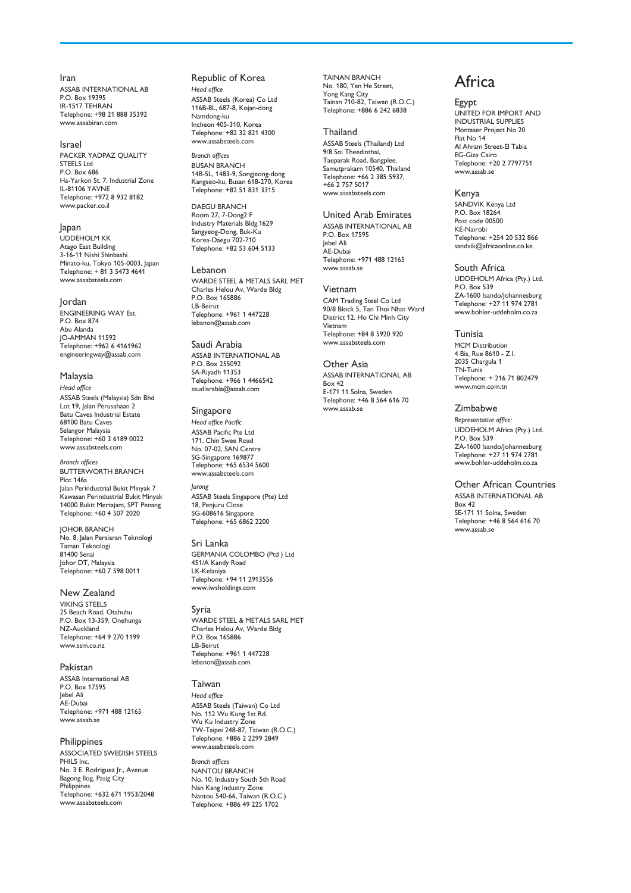## Iran

ASSAB INTERNATIONAL AB
P.O. Box 19395
IR-1517 TEHRAN
Telephone: +98 21 888 35392
www.assabiran.com

## Israel

PACKER YADPAZ QUALITY STEELS Ltd
P.O. Box 686
Ha-Yarkon St. 7, Industrial Zone
IL-81106 YAVNE
Telephone: +972 8 932 8182
www.packer.co.il

## Japan

UDDEHOLM KK
Atago East Building
3-16-11 Nishi Shinbashi
Minato-ku, Tokyo 105-0003, Japan
Telephone: + 81 3 5473 4641
www.assabsteels.com

## Jordan

ENGINEERING WAY Est.
P.O. Box 874
Abu Alanda
JO-AMMAN 11592
Telephone: +962 6 4161962
engineeringway@assab.com

## Malaysia

*Head office*

ASSAB Steels (Malaysia) Sdn Bhd
Lot 19, Jalan Perusahaan 2
Batu Caves Industrial Estate
68100 Batu Caves
Selangor Malaysia
Telephone: +60 3 6189 0022
www.assabsteels.com

*Branch offices*

BUTTERWORTH BRANCH
Plot 146a
Jalan Perindustrial Bukit Minyak 7
Kawasan Perindustrial Bukit Minyak
14000 Bukit Mertajam, SPT Penang
Telephone: +60 4 507 2020

JOHOR BRANCH
No. 8, Jalan Persiaran Teknologi
Taman Teknologi
81400 Senai
Johor DT, Malaysia
Telephone: +60 7 598 0011

## New Zealand

VIKING STEELS
25 Beach Road, Otahuhu
P.O. Box 13-359, Onehunga
NZ-Auckland
Telephone: +64 9 270 1199
www.ssm.co.nz

## Pakistan

ASSAB International AB
P.O. Box 17595
Jebel Ali
AE-Dubai
Telephone: +971 488 12165
www.assab.se

## Philippines

ASSOCIATED SWEDISH STEELS PHILS Inc.
No. 3 E. Rodriguez Jr., Avenue
Bagong Ilog, Pasig City
Philippines
Telephone: +632 671 1953/2048
www.assabsteels.com

## Republic of Korea

*Head office*

ASSAB Steels (Korea) Co Ltd
116B-8L, 687-8, Kojan-dong
Namdong-ku
Incheon 405-310, Korea
Telephone: +82 32 821 4300
www.assabsteels.com

*Branch offices*

BUSAN BRANCH
14B-5L, 1483-9, Songjeong-dong
Kangseo-ku, Busan 618-270, Korea
Telephone: +82 51 831 3315

DAEGU BRANCH
Room 27, 7-Dong2 F
Industry Materials Bldg.1629
Sangyeog-Dong, Buk-Ku
Korea-Daegu 702-710
Telephone: +82 53 604 5133

## Lebanon

WARDE STEEL & METALS SARL MET
Charles Helou Av, Warde Bldg
P.O. Box 165886
LB-Beirut
Telephone: +961 1 447228
lebanon@assab.com

## Saudi Arabia

ASSAB INTERNATIONAL AB
P.O. Box 255092
SA-Riyadh 11353
Telephone: +966 1 4466542
saudiarabia@assab.com

## Singapore

*Head office Pacific*

ASSAB Pacific Pte Ltd
171, Chin Swee Road
No. 07-02, SAN Centre
SG-Singapore 169877
Telephone: +65 6534 5600
www.assabsteels.com

*Jurong*

ASSAB Steels Singapore (Pte) Ltd
18, Penjuru Close
SG-608616 Singapore
Telephone: +65 6862 2200

## Sri Lanka

GERMANIA COLOMBO (Ptd ) Ltd
451/A Kandy Road
LK-Kelaniya
Telephone: +94 11 2913556
www.iwsholdings.com

## Syria

WARDE STEEL & METALS SARL MET
Charles Helou Av, Warde Bldg
P.O. Box 165886
LB-Beirut
Telephone: +961 1 447228
lebanon@assab.com

## Taiwan

*Head office*

ASSAB Steels (Taiwan) Co Ltd
No. 112 Wu Kung 1st Rd.
Wu Ku Industry Zone
TW-Taipei 248-87, Taiwan (R.O.C.)
Telephone: +886 2 2299 2849
www.assabsteels.com

*Branch offices*

NANTOU BRANCH
No. 10, Industry South 5th Road
Nan Kang Industry Zone
Nantou 540-66, Taiwan (R.O.C.)
Telephone: +886 49 225 1702

TAINAN BRANCH
No. 180, Yen He Street,
Yong Kang City
Tainan 710-82, Taiwan (R.O.C.)
Telephone: +886 6 242 6838

## Thailand

ASSAB Steels (Thailand) Ltd
9/8 Soi Theedinthai,
Taeparak Road, Bangplee,
Samutprakarn 10540, Thailand
Telephone: +66 2 385 5937,
+66 2 757 5017
www.assabsteels.com

## United Arab Emirates

ASSAB INTERNATIONAL AB
P.O. Box 17595
Jebel Ali
AE-Dubai
Telephone: +971 488 12165
www.assab.se

## Vietnam

CAM Trading Steel Co Ltd
90/8 Block 5, Tan Thoi Nhat Ward
District 12, Ho Chi Minh City
Vietnam
Telephone: +84 8 5920 920
www.assabsteels.com

## Other Asia

ASSAB INTERNATIONAL AB
Box 42
E-171 11 Solna, Sweden
Telephone: +46 8 564 616 70
www.assab.se

# Africa

## Egypt

UNITED FOR IMPORT AND INDUSTRIAL SUPPLIES
Montaser Project No 20
Flat No 14
Al Ahram Street-El Tabia
EG-Giza Cairo
Telephone: +20 2 7797751
www.assab.se

## Kenya

SANDVIK Kenya Ltd
P.O. Box 18264
Post code 00500
KE-Nairobi
Telephone: +254 20 532 866
sandvik@africaonline.co.ke

## South Africa

UDDEHOLM Africa (Pty.) Ltd.
P.O. Box 539
ZA-1600 Isando/Johannesburg
Telephone: +27 11 974 2781
www.bohler-uddeholm.co.za

## Tunisia

MCM Distribution
4 Bis, Rue 8610 - Z.I.
2035 Chargula 1
TN-Tunis
Telephone: + 216 71 802479
www.mcm.com.tn

## Zimbabwe

*Representative office:*

UDDEHOLM Africa (Pty.) Ltd.
P.O. Box 539
ZA-1600 Isando/Johannesburg
Telephone: +27 11 974 2781
www.bohler-uddeholm.co.za

## Other African Countries

ASSAB INTERNATIONAL AB
Box 42
SE-171 11 Solna, Sweden
Telephone: +46 8 564 616 70
www.assab.se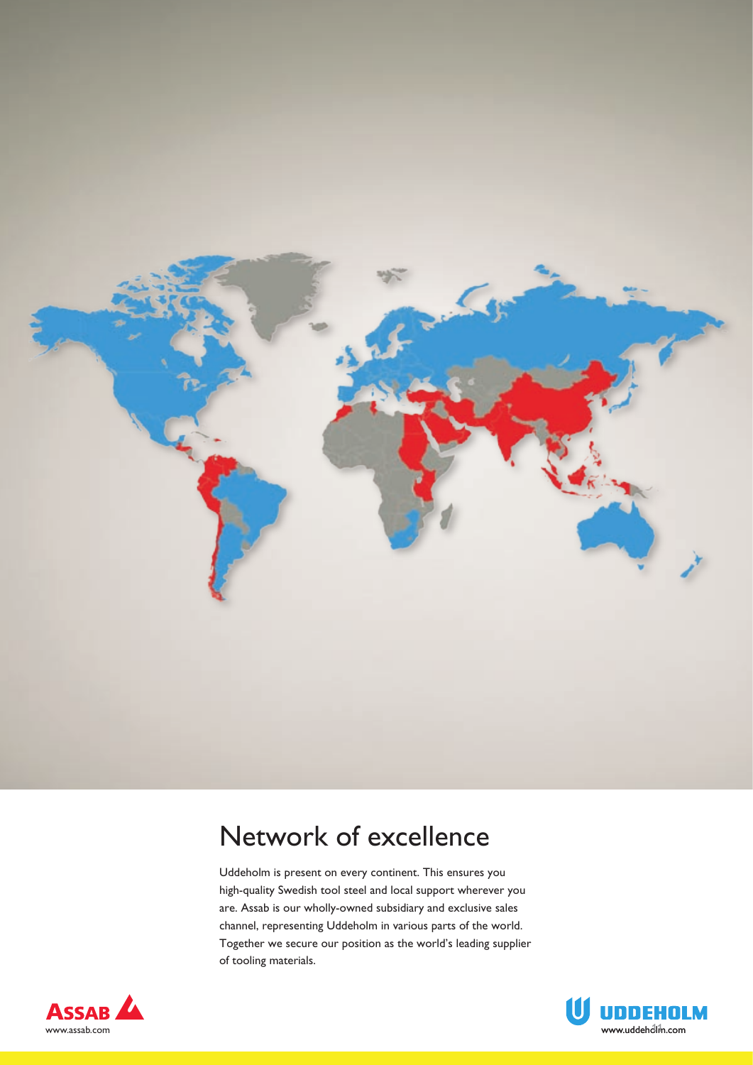# Network of excellence

Uddeholm is present on every continent. This ensures you high-quality Swedish tool steel and local support wherever you are. Assab is our wholly-owned subsidiary and exclusive sales channel, representing Uddeholm in various parts of the world. Together we secure our position as the world's leading supplier of tooling materials.

ASSAB
www.assab.com

UDDEHOLM
www.uddeholm.com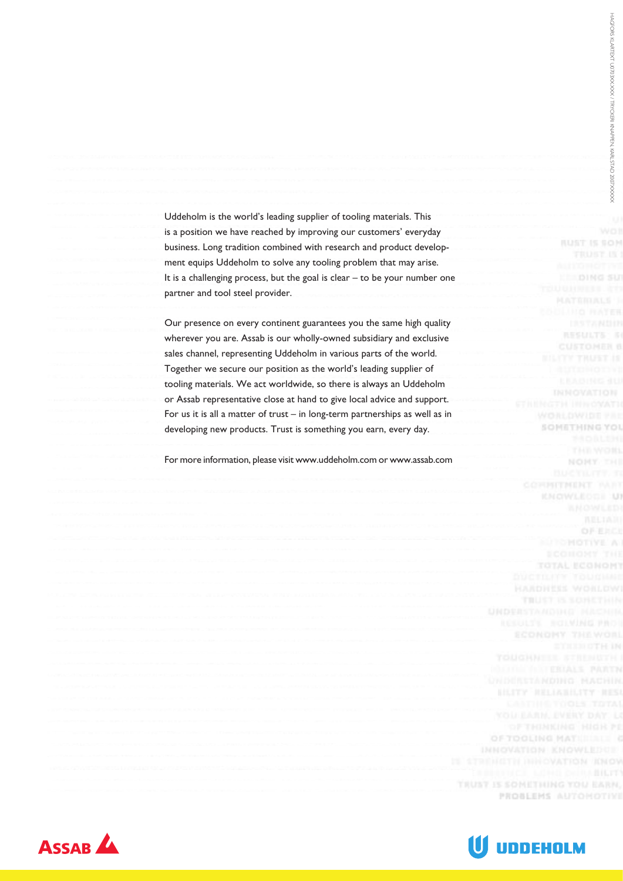Uddeholm is the world's leading supplier of tooling materials. This is a position we have reached by improving our customers' everyday business. Long tradition combined with research and product development equips Uddeholm to solve any tooling problem that may arise. It is a challenging process, but the goal is clear – to be your number one partner and tool steel provider.

Our presence on every continent guarantees you the same high quality wherever you are. Assab is our wholly-owned subsidiary and exclusive sales channel, representing Uddeholm in various parts of the world. Together we secure our position as the world's leading supplier of tooling materials. We act worldwide, so there is always an Uddeholm or Assab representative close at hand to give local advice and support. For us it is all a matter of trust – in long-term partnerships as well as in developing new products. Trust is something you earn, every day.

For more information, please visit www.uddeholm.com or www.assab.com

ASSAB

UDDEHOLM